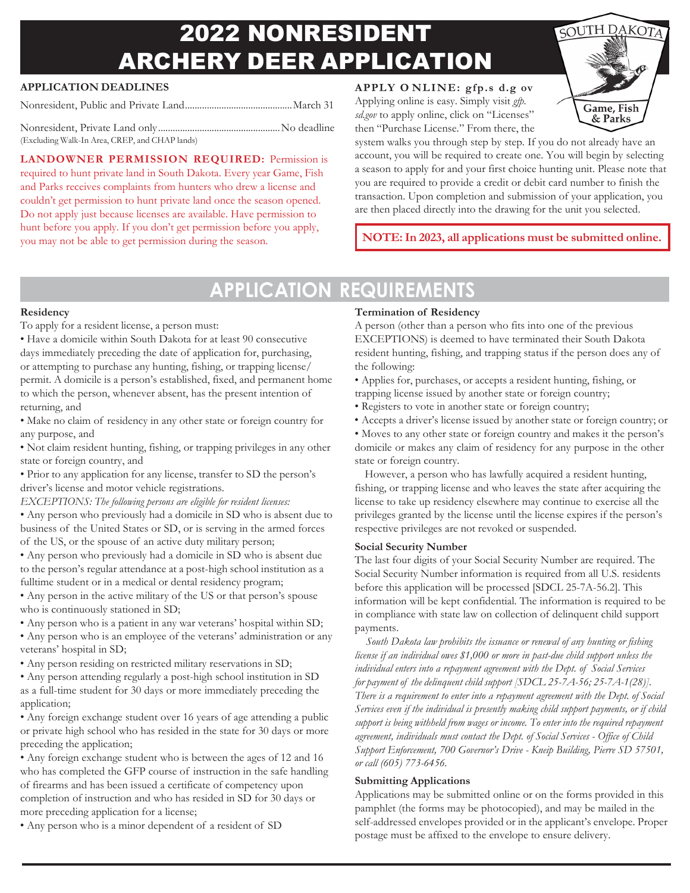# 2022 NONRESIDENT ARCHERY DEER APPLICATION

SOUTH DAKOTA Game, Fish & Parks

**APPLICATION DEADLINES**

Nonresident, Public and Private Land........................................... March 31

Nonresident, Private Land only................................................. No deadline
(Excluding Walk-In Area, CREP, and CHAP lands)

**LANDOWNER PERMISSION REQUIRED:** Permission is required to hunt private land in South Dakota. Every year Game, Fish and Parks receives complaints from hunters who drew a license and couldn't get permission to hunt private land once the season opened. Do not apply just because licenses are available. Have permission to hunt before you apply. If you don't get permission before you apply, you may not be able to get permission during the season.

**APPLY ONLINE: gfp.sd.gov**

Applying online is easy. Simply visit *gfp.sd.gov* to apply online, click on "Licenses" then "Purchase License." From there, the system walks you through step by step. If you do not already have an account, you will be required to create one. You will begin by selecting a season to apply for and your first choice hunting unit. Please note that you are required to provide a credit or debit card number to finish the transaction. Upon completion and submission of your application, you are then placed directly into the drawing for the unit you selected.

**NOTE: In 2023, all applications must be submitted online.**

## APPLICATION REQUIREMENTS

### Residency

To apply for a resident license, a person must:

- Have a domicile within South Dakota for at least 90 consecutive days immediately preceding the date of application for, purchasing, or attempting to purchase any hunting, fishing, or trapping license/permit. A domicile is a person's established, fixed, and permanent home to which the person, whenever absent, has the present intention of returning, and
- Make no claim of residency in any other state or foreign country for any purpose, and
- Not claim resident hunting, fishing, or trapping privileges in any other state or foreign country, and
- Prior to any application for any license, transfer to SD the person's driver's license and motor vehicle registrations.

*EXCEPTIONS: The following persons are eligible for resident licenses:*

- Any person who previously had a domicile in SD who is absent due to business of the United States or SD, or is serving in the armed forces of the US, or the spouse of an active duty military person;
- Any person who previously had a domicile in SD who is absent due to the person's regular attendance at a post-high school institution as a fulltime student or in a medical or dental residency program;
- Any person in the active military of the US or that person's spouse who is continuously stationed in SD;
- Any person who is a patient in any war veterans' hospital within SD;
- Any person who is an employee of the veterans' administration or any veterans' hospital in SD;
- Any person residing on restricted military reservations in SD;
- Any person attending regularly a post-high school institution in SD as a full-time student for 30 days or more immediately preceding the application;
- Any foreign exchange student over 16 years of age attending a public or private high school who has resided in the state for 30 days or more preceding the application;
- Any foreign exchange student who is between the ages of 12 and 16 who has completed the GFP course of instruction in the safe handling of firearms and has been issued a certificate of competency upon completion of instruction and who has resided in SD for 30 days or more preceding application for a license;
- Any person who is a minor dependent of a resident of SD

### Termination of Residency

A person (other than a person who fits into one of the previous EXCEPTIONS) is deemed to have terminated their South Dakota resident hunting, fishing, and trapping status if the person does any of the following:

- Applies for, purchases, or accepts a resident hunting, fishing, or trapping license issued by another state or foreign country;
- Registers to vote in another state or foreign country;
- Accepts a driver's license issued by another state or foreign country; or
- Moves to any other state or foreign country and makes it the person's domicile or makes any claim of residency for any purpose in the other state or foreign country.

However, a person who has lawfully acquired a resident hunting, fishing, or trapping license and who leaves the state after acquiring the license to take up residency elsewhere may continue to exercise all the privileges granted by the license until the license expires if the person's respective privileges are not revoked or suspended.

### Social Security Number

The last four digits of your Social Security Number are required. The Social Security Number information is required from all U.S. residents before this application will be processed [SDCL 25-7A-56.2]. This information will be kept confidential. The information is required to be in compliance with state law on collection of delinquent child support payments.

*South Dakota law prohibits the issuance or renewal of any hunting or fishing license if an individual owes $1,000 or more in past-due child support unless the individual enters into a repayment agreement with the Dept. of Social Services for payment of the delinquent child support [SDCL 25-7A-56; 25-7A-1(28)]. There is a requirement to enter into a repayment agreement with the Dept. of Social Services even if the individual is presently making child support payments, or if child support is being withheld from wages or income. To enter into the required repayment agreement, individuals must contact the Dept. of Social Services - Office of Child Support Enforcement, 700 Governor's Drive - Kneip Building, Pierre SD 57501, or call (605) 773-6456.*

### Submitting Applications

Applications may be submitted online or on the forms provided in this pamphlet (the forms may be photocopied), and may be mailed in the self-addressed envelopes provided or in the applicant's envelope. Proper postage must be affixed to the envelope to ensure delivery.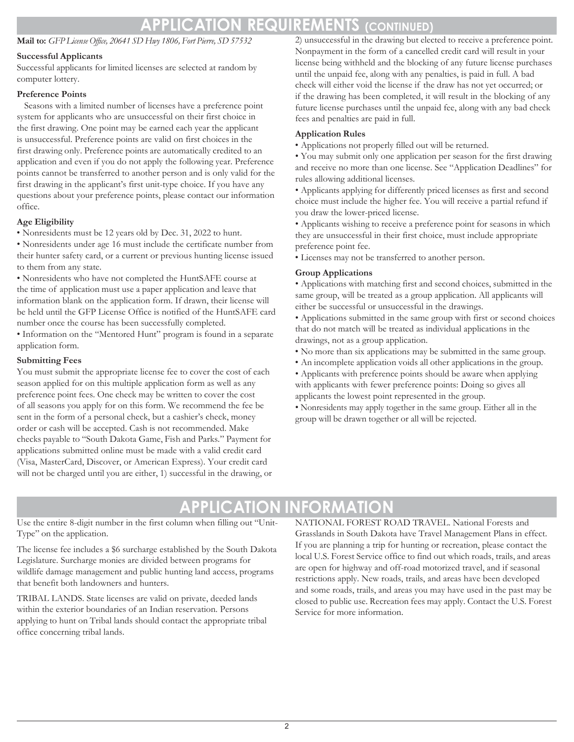# APPLICATION REQUIREMENTS (CONTINUED)

**Mail to:** *GFP License Office, 20641 SD Hwy 1806, Fort Pierre, SD 57532*

### Successful Applicants

Successful applicants for limited licenses are selected at random by computer lottery.

### Preference Points

Seasons with a limited number of licenses have a preference point system for applicants who are unsuccessful on their first choice in the first drawing. One point may be earned each year the applicant is unsuccessful. Preference points are valid on first choices in the first drawing only. Preference points are automatically credited to an application and even if you do not apply the following year. Preference points cannot be transferred to another person and is only valid for the first drawing in the applicant's first unit-type choice. If you have any questions about your preference points, please contact our information office.

### Age Eligibility

- Nonresidents must be 12 years old by Dec. 31, 2022 to hunt.
- Nonresidents under age 16 must include the certificate number from their hunter safety card, or a current or previous hunting license issued to them from any state.
- Nonresidents who have not completed the HuntSAFE course at the time of application must use a paper application and leave that information blank on the application form. If drawn, their license will be held until the GFP License Office is notified of the HuntSAFE card number once the course has been successfully completed.
- Information on the "Mentored Hunt" program is found in a separate application form.

### Submitting Fees

You must submit the appropriate license fee to cover the cost of each season applied for on this multiple application form as well as any preference point fees. One check may be written to cover the cost of all seasons you apply for on this form. We recommend the fee be sent in the form of a personal check, but a cashier's check, money order or cash will be accepted. Cash is not recommended. Make checks payable to "South Dakota Game, Fish and Parks." Payment for applications submitted online must be made with a valid credit card (Visa, MasterCard, Discover, or American Express). Your credit card will not be charged until you are either, 1) successful in the drawing, or 2) unsuccessful in the drawing but elected to receive a preference point. Nonpayment in the form of a cancelled credit card will result in your license being withheld and the blocking of any future license purchases until the unpaid fee, along with any penalties, is paid in full. A bad check will either void the license if the draw has not yet occurred; or if the drawing has been completed, it will result in the blocking of any future license purchases until the unpaid fee, along with any bad check fees and penalties are paid in full.

### Application Rules

- Applications not properly filled out will be returned.
- You may submit only one application per season for the first drawing and receive no more than one license. See "Application Deadlines" for rules allowing additional licenses.
- Applicants applying for differently priced licenses as first and second choice must include the higher fee. You will receive a partial refund if you draw the lower-priced license.
- Applicants wishing to receive a preference point for seasons in which they are unsuccessful in their first choice, must include appropriate preference point fee.
- Licenses may not be transferred to another person.

### Group Applications

- Applications with matching first and second choices, submitted in the same group, will be treated as a group application. All applicants will either be successful or unsuccessful in the drawings.
- Applications submitted in the same group with first or second choices that do not match will be treated as individual applications in the drawings, not as a group application.
- No more than six applications may be submitted in the same group.
- An incomplete application voids all other applications in the group.
- Applicants with preference points should be aware when applying with applicants with fewer preference points: Doing so gives all applicants the lowest point represented in the group.
- Nonresidents may apply together in the same group. Either all in the group will be drawn together or all will be rejected.

# APPLICATION INFORMATION

Use the entire 8-digit number in the first column when filling out "Unit-Type" on the application.

The license fee includes a $6 surcharge established by the South Dakota Legislature. Surcharge monies are divided between programs for wildlife damage management and public hunting land access, programs that benefit both landowners and hunters.

TRIBAL LANDS. State licenses are valid on private, deeded lands within the exterior boundaries of an Indian reservation. Persons applying to hunt on Tribal lands should contact the appropriate tribal office concerning tribal lands.

NATIONAL FOREST ROAD TRAVEL. National Forests and Grasslands in South Dakota have Travel Management Plans in effect. If you are planning a trip for hunting or recreation, please contact the local U.S. Forest Service office to find out which roads, trails, and areas are open for highway and off-road motorized travel, and if seasonal restrictions apply. New roads, trails, and areas have been developed and some roads, trails, and areas you may have used in the past may be closed to public use. Recreation fees may apply. Contact the U.S. Forest Service for more information.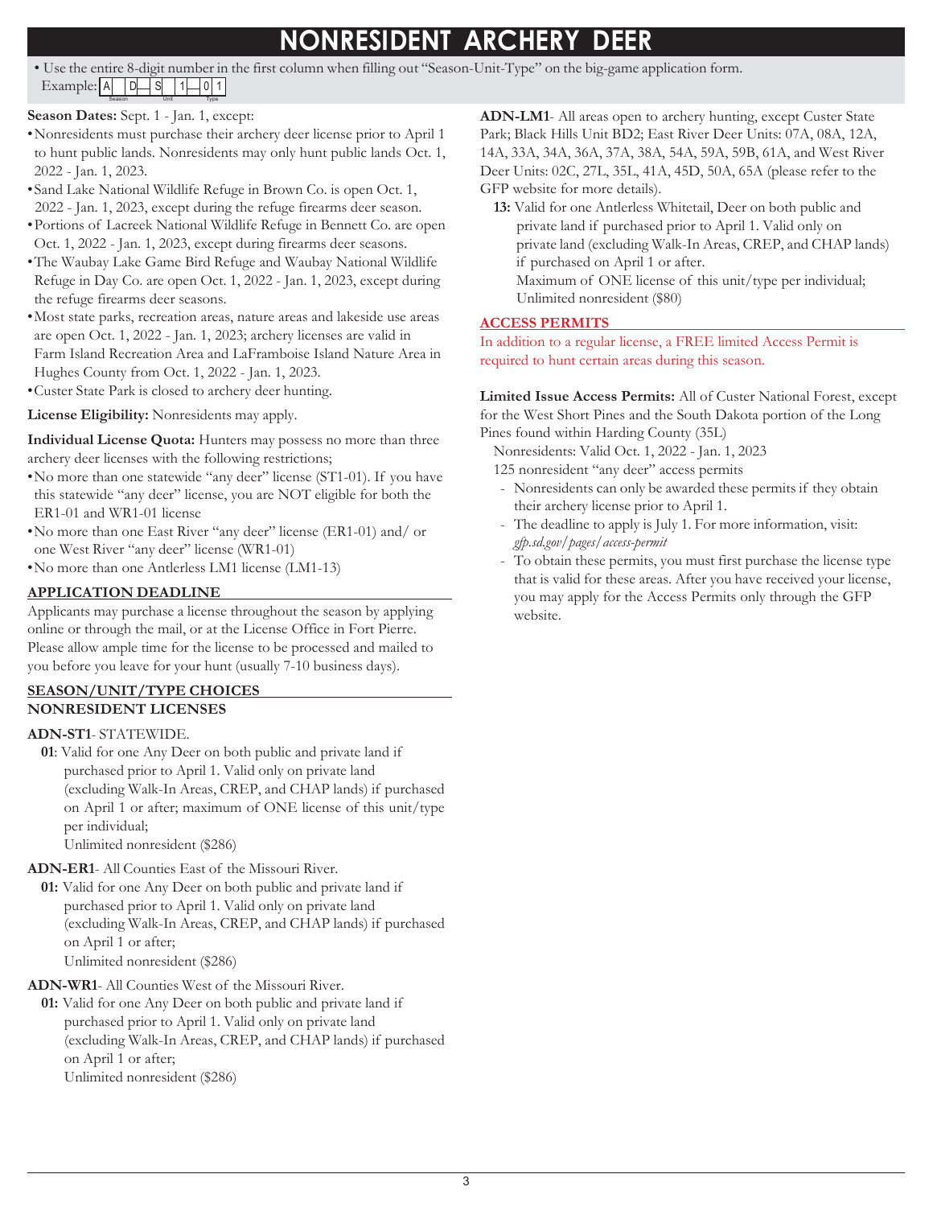# NONRESIDENT ARCHERY DEER

- Use the entire 8-digit number in the first column when filling out "Season-Unit-Type" on the big-game application form.

Example: | A | D | S | 1 | 0 | 1 | (Season / Unit / Type)

**Season Dates:** Sept. 1 - Jan. 1, except:

- Nonresidents must purchase their archery deer license prior to April 1 to hunt public lands. Nonresidents may only hunt public lands Oct. 1, 2022 - Jan. 1, 2023.
- Sand Lake National Wildlife Refuge in Brown Co. is open Oct. 1, 2022 - Jan. 1, 2023, except during the refuge firearms deer season.
- Portions of Lacreek National Wildlife Refuge in Bennett Co. are open Oct. 1, 2022 - Jan. 1, 2023, except during firearms deer seasons.
- The Waubay Lake Game Bird Refuge and Waubay National Wildlife Refuge in Day Co. are open Oct. 1, 2022 - Jan. 1, 2023, except during the refuge firearms deer seasons.
- Most state parks, recreation areas, nature areas and lakeside use areas are open Oct. 1, 2022 - Jan. 1, 2023; archery licenses are valid in Farm Island Recreation Area and LaFramboise Island Nature Area in Hughes County from Oct. 1, 2022 - Jan. 1, 2023.
- Custer State Park is closed to archery deer hunting.

**License Eligibility:** Nonresidents may apply.

**Individual License Quota:** Hunters may possess no more than three archery deer licenses with the following restrictions;

- No more than one statewide "any deer" license (ST1-01). If you have this statewide "any deer" license, you are NOT eligible for both the ER1-01 and WR1-01 license
- No more than one East River "any deer" license (ER1-01) and/ or one West River "any deer" license (WR1-01)
- No more than one Antlerless LM1 license (LM1-13)

## APPLICATION DEADLINE

Applicants may purchase a license throughout the season by applying online or through the mail, or at the License Office in Fort Pierre. Please allow ample time for the license to be processed and mailed to you before you leave for your hunt (usually 7-10 business days).

## SEASON/UNIT/TYPE CHOICES

### NONRESIDENT LICENSES

**ADN-ST1**- STATEWIDE.

**01**: Valid for one Any Deer on both public and private land if purchased prior to April 1. Valid only on private land (excluding Walk-In Areas, CREP, and CHAP lands) if purchased on April 1 or after; maximum of ONE license of this unit/type per individual;
Unlimited nonresident ($286)

**ADN-ER1**- All Counties East of the Missouri River.

**01:** Valid for one Any Deer on both public and private land if purchased prior to April 1. Valid only on private land (excluding Walk-In Areas, CREP, and CHAP lands) if purchased on April 1 or after;
Unlimited nonresident ($286)

**ADN-WR1**- All Counties West of the Missouri River.

**01:** Valid for one Any Deer on both public and private land if purchased prior to April 1. Valid only on private land (excluding Walk-In Areas, CREP, and CHAP lands) if purchased on April 1 or after;
Unlimited nonresident ($286)

**ADN-LM1**- All areas open to archery hunting, except Custer State Park; Black Hills Unit BD2; East River Deer Units: 07A, 08A, 12A, 14A, 33A, 34A, 36A, 37A, 38A, 54A, 59A, 59B, 61A, and West River Deer Units: 02C, 27L, 35L, 41A, 45D, 50A, 65A (please refer to the GFP website for more details).

**13:** Valid for one Antlerless Whitetail, Deer on both public and private land if purchased prior to April 1. Valid only on private land (excluding Walk-In Areas, CREP, and CHAP lands) if purchased on April 1 or after.
Maximum of ONE license of this unit/type per individual;
Unlimited nonresident ($80)

## ACCESS PERMITS

In addition to a regular license, a FREE limited Access Permit is required to hunt certain areas during this season.

**Limited Issue Access Permits:** All of Custer National Forest, except for the West Short Pines and the South Dakota portion of the Long Pines found within Harding County (35L)

Nonresidents: Valid Oct. 1, 2022 - Jan. 1, 2023

125 nonresident "any deer" access permits

- Nonresidents can only be awarded these permits if they obtain their archery license prior to April 1.
- The deadline to apply is July 1. For more information, visit: *gfp.sd.gov/pages/access-permit*
- To obtain these permits, you must first purchase the license type that is valid for these areas. After you have received your license, you may apply for the Access Permits only through the GFP website.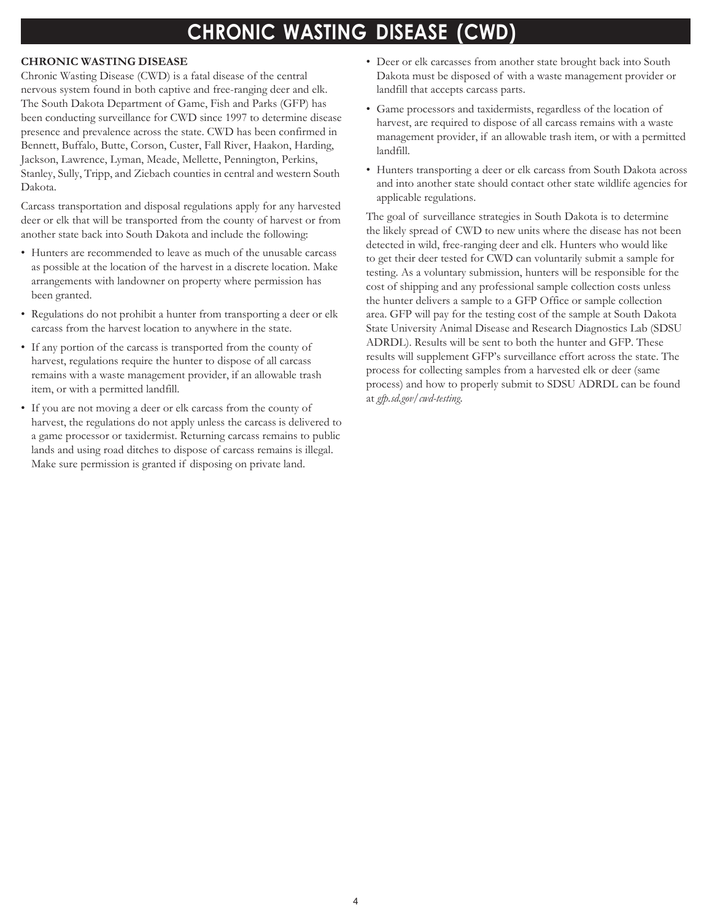# CHRONIC WASTING DISEASE (CWD)

**CHRONIC WASTING DISEASE**

Chronic Wasting Disease (CWD) is a fatal disease of the central nervous system found in both captive and free-ranging deer and elk. The South Dakota Department of Game, Fish and Parks (GFP) has been conducting surveillance for CWD since 1997 to determine disease presence and prevalence across the state. CWD has been confirmed in Bennett, Buffalo, Butte, Corson, Custer, Fall River, Haakon, Harding, Jackson, Lawrence, Lyman, Meade, Mellette, Pennington, Perkins, Stanley, Sully, Tripp, and Ziebach counties in central and western South Dakota.

Carcass transportation and disposal regulations apply for any harvested deer or elk that will be transported from the county of harvest or from another state back into South Dakota and include the following:

- Hunters are recommended to leave as much of the unusable carcass as possible at the location of the harvest in a discrete location. Make arrangements with landowner on property where permission has been granted.
- Regulations do not prohibit a hunter from transporting a deer or elk carcass from the harvest location to anywhere in the state.
- If any portion of the carcass is transported from the county of harvest, regulations require the hunter to dispose of all carcass remains with a waste management provider, if an allowable trash item, or with a permitted landfill.
- If you are not moving a deer or elk carcass from the county of harvest, the regulations do not apply unless the carcass is delivered to a game processor or taxidermist. Returning carcass remains to public lands and using road ditches to dispose of carcass remains is illegal. Make sure permission is granted if disposing on private land.
- Deer or elk carcasses from another state brought back into South Dakota must be disposed of with a waste management provider or landfill that accepts carcass parts.
- Game processors and taxidermists, regardless of the location of harvest, are required to dispose of all carcass remains with a waste management provider, if an allowable trash item, or with a permitted landfill.
- Hunters transporting a deer or elk carcass from South Dakota across and into another state should contact other state wildlife agencies for applicable regulations.

The goal of surveillance strategies in South Dakota is to determine the likely spread of CWD to new units where the disease has not been detected in wild, free-ranging deer and elk. Hunters who would like to get their deer tested for CWD can voluntarily submit a sample for testing. As a voluntary submission, hunters will be responsible for the cost of shipping and any professional sample collection costs unless the hunter delivers a sample to a GFP Office or sample collection area. GFP will pay for the testing cost of the sample at South Dakota State University Animal Disease and Research Diagnostics Lab (SDSU ADRDL). Results will be sent to both the hunter and GFP. These results will supplement GFP's surveillance effort across the state. The process for collecting samples from a harvested elk or deer (same process) and how to properly submit to SDSU ADRDL can be found at *gfp.sd.gov/cwd-testing*.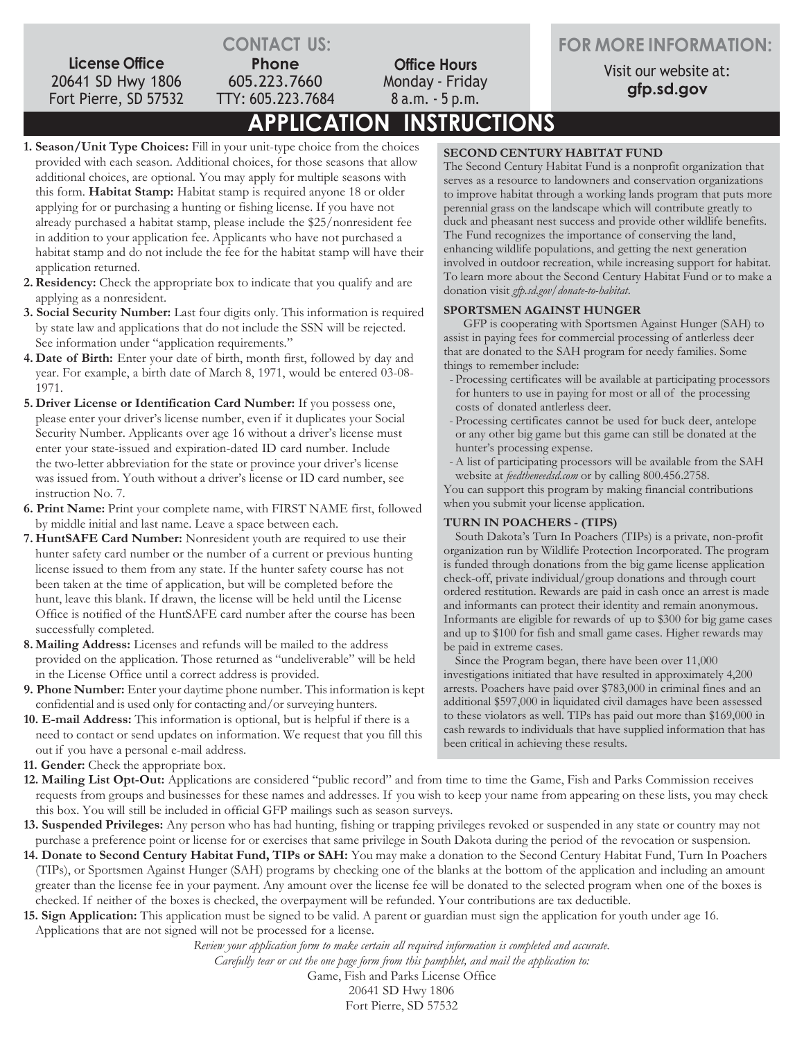## CONTACT US:

**License Office**
20641 SD Hwy 1806
Fort Pierre, SD 57532

**Phone**
605.223.7660
TTY: 605.223.7684

**Office Hours**
Monday - Friday
8 a.m. - 5 p.m.

## FOR MORE INFORMATION:

Visit our website at:
**gfp.sd.gov**

# APPLICATION INSTRUCTIONS

1. **Season/Unit Type Choices:** Fill in your unit-type choice from the choices provided with each season. Additional choices, for those seasons that allow additional choices, are optional. You may apply for multiple seasons with this form. **Habitat Stamp:** Habitat stamp is required anyone 18 or older applying for or purchasing a hunting or fishing license. If you have not already purchased a habitat stamp, please include the $25/nonresident fee in addition to your application fee. Applicants who have not purchased a habitat stamp and do not include the fee for the habitat stamp will have their application returned.
2. **Residency:** Check the appropriate box to indicate that you qualify and are applying as a nonresident.
3. **Social Security Number:** Last four digits only. This information is required by state law and applications that do not include the SSN will be rejected. See information under "application requirements."
4. **Date of Birth:** Enter your date of birth, month first, followed by day and year. For example, a birth date of March 8, 1971, would be entered 03-08-1971.
5. **Driver License or Identification Card Number:** If you possess one, please enter your driver's license number, even if it duplicates your Social Security Number. Applicants over age 16 without a driver's license must enter your state-issued and expiration-dated ID card number. Include the two-letter abbreviation for the state or province your driver's license was issued from. Youth without a driver's license or ID card number, see instruction No. 7.
6. **Print Name:** Print your complete name, with FIRST NAME first, followed by middle initial and last name. Leave a space between each.
7. **HuntSAFE Card Number:** Nonresident youth are required to use their hunter safety card number or the number of a current or previous hunting license issued to them from any state. If the hunter safety course has not been taken at the time of application, but will be completed before the hunt, leave this blank. If drawn, the license will be held until the License Office is notified of the HuntSAFE card number after the course has been successfully completed.
8. **Mailing Address:** Licenses and refunds will be mailed to the address provided on the application. Those returned as "undeliverable" will be held in the License Office until a correct address is provided.
9. **Phone Number:** Enter your daytime phone number. This information is kept confidential and is used only for contacting and/or surveying hunters.
10. **E-mail Address:** This information is optional, but is helpful if there is a need to contact or send updates on information. We request that you fill this out if you have a personal e-mail address.
11. **Gender:** Check the appropriate box.
12. **Mailing List Opt-Out:** Applications are considered "public record" and from time to time the Game, Fish and Parks Commission receives requests from groups and businesses for these names and addresses. If you wish to keep your name from appearing on these lists, you may check this box. You will still be included in official GFP mailings such as season surveys.
13. **Suspended Privileges:** Any person who has had hunting, fishing or trapping privileges revoked or suspended in any state or country may not purchase a preference point or license for or exercises that same privilege in South Dakota during the period of the revocation or suspension.
14. **Donate to Second Century Habitat Fund, TIPs or SAH:** You may make a donation to the Second Century Habitat Fund, Turn In Poachers (TIPs), or Sportsmen Against Hunger (SAH) programs by checking one of the blanks at the bottom of the application and including an amount greater than the license fee in your payment. Any amount over the license fee will be donated to the selected program when one of the boxes is checked. If neither of the boxes is checked, the overpayment will be refunded. Your contributions are tax deductible.
15. **Sign Application:** This application must be signed to be valid. A parent or guardian must sign the application for youth under age 16. Applications that are not signed will not be processed for a license.

### SECOND CENTURY HABITAT FUND

The Second Century Habitat Fund is a nonprofit organization that serves as a resource to landowners and conservation organizations to improve habitat through a working lands program that puts more perennial grass on the landscape which will contribute greatly to duck and pheasant nest success and provide other wildlife benefits. The Fund recognizes the importance of conserving the land, enhancing wildlife populations, and getting the next generation involved in outdoor recreation, while increasing support for habitat. To learn more about the Second Century Habitat Fund or to make a donation visit *gfp.sd.gov/donate-to-habitat*.

### SPORTSMEN AGAINST HUNGER

GFP is cooperating with Sportsmen Against Hunger (SAH) to assist in paying fees for commercial processing of antlerless deer that are donated to the SAH program for needy families. Some things to remember include:

- Processing certificates will be available at participating processors for hunters to use in paying for most or all of the processing costs of donated antlerless deer.
- Processing certificates cannot be used for buck deer, antelope or any other big game but this game can still be donated at the hunter's processing expense.
- A list of participating processors will be available from the SAH website at *feedtheneedsd.com* or by calling 800.456.2758.

You can support this program by making financial contributions when you submit your license application.

### TURN IN POACHERS - (TIPS)

South Dakota's Turn In Poachers (TIPs) is a private, non-profit organization run by Wildlife Protection Incorporated. The program is funded through donations from the big game license application check-off, private individual/group donations and through court ordered restitution. Rewards are paid in cash once an arrest is made and informants can protect their identity and remain anonymous. Informants are eligible for rewards of up to $300 for big game cases and up to $100 for fish and small game cases. Higher rewards may be paid in extreme cases.

Since the Program began, there have been over 11,000 investigations initiated that have resulted in approximately 4,200 arrests. Poachers have paid over $783,000 in criminal fines and an additional $597,000 in liquidated civil damages have been assessed to these violators as well. TIPs has paid out more than $169,000 in cash rewards to individuals that have supplied information that has been critical in achieving these results.

*Review your application form to make certain all required information is completed and accurate.*
*Carefully tear or cut the one page form from this pamphlet, and mail the application to:*

Game, Fish and Parks License Office
20641 SD Hwy 1806
Fort Pierre, SD 57532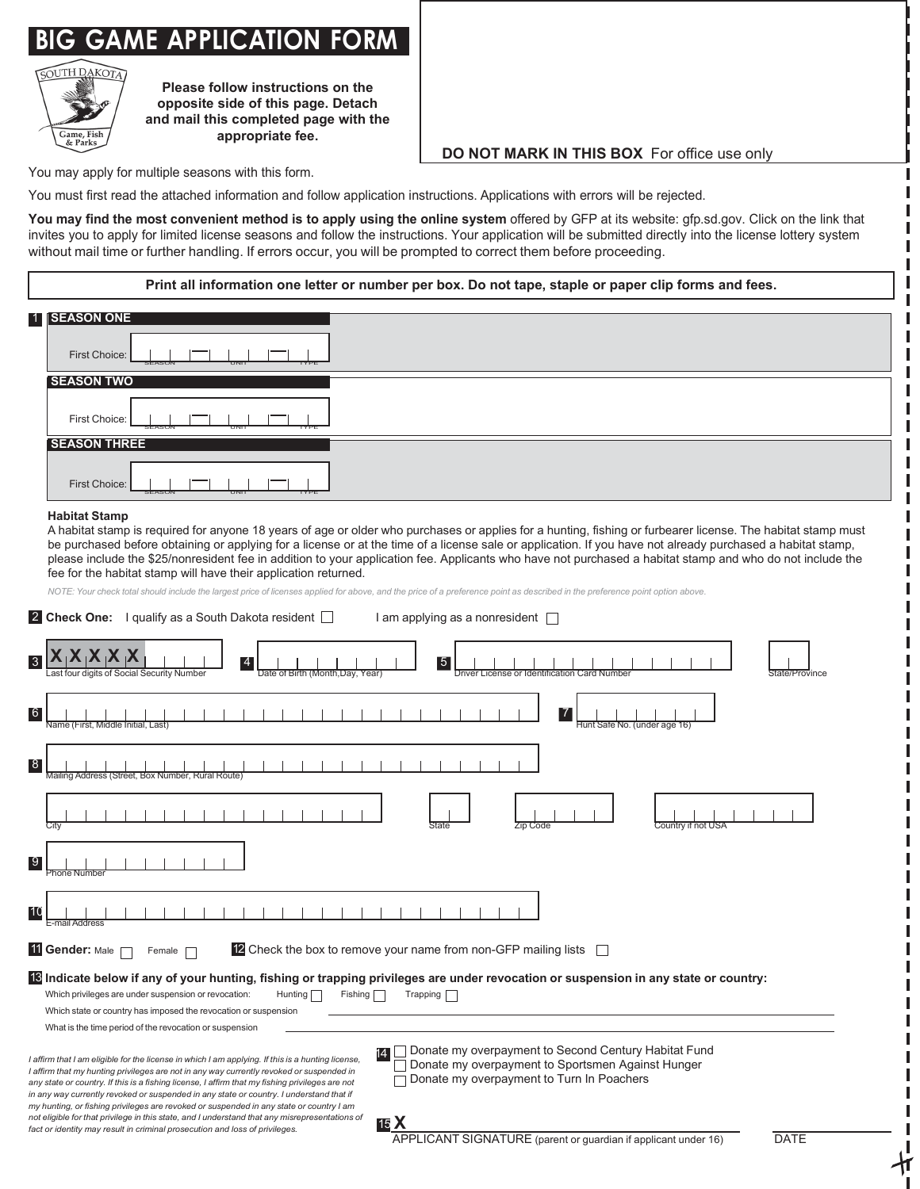# BIG GAME APPLICATION FORM

SOUTH DAKOTA Game, Fish & Parks

**Please follow instructions on the opposite side of this page. Detach and mail this completed page with the appropriate fee.**

**DO NOT MARK IN THIS BOX** For office use only

You may apply for multiple seasons with this form.

You must first read the attached information and follow application instructions. Applications with errors will be rejected.

**You may find the most convenient method is to apply using the online system** offered by GFP at its website: gfp.sd.gov. Click on the link that invites you to apply for limited license seasons and follow the instructions. Your application will be submitted directly into the license lottery system without mail time or further handling. If errors occur, you will be prompted to correct them before proceeding.

**Print all information one letter or number per box. Do not tape, staple or paper clip forms and fees.**

1 **SEASON ONE**

First Choice: SEASON UNIT TYPE

**SEASON TWO**

First Choice: SEASON UNIT TYPE

**SEASON THREE**

First Choice: SEASON UNIT TYPE

**Habitat Stamp**

A habitat stamp is required for anyone 18 years of age or older who purchases or applies for a hunting, fishing or furbearer license. The habitat stamp must be purchased before obtaining or applying for a license or at the time of a license sale or application. If you have not already purchased a habitat stamp, please include the $25/nonresident fee in addition to your application fee. Applicants who have not purchased a habitat stamp and who do not include the fee for the habitat stamp will have their application returned.

*NOTE: Your check total should include the largest price of licenses applied for above, and the price of a preference point as described in the preference point option above.*

2 **Check One:** I qualify as a South Dakota resident ☐ I am applying as a nonresident ☐

3 X X X X X Last four digits of Social Security Number

4 Date of Birth (Month,Day, Year)

5 Driver License or Identification Card Number

State/Province

6 Name (First, Middle Initial, Last)

7 Hunt Safe No. (under age 16)

8 Mailing Address (Street, Box Number, Rural Route)

City

State

Zip Code

Country if not USA

9 Phone Number

10 E-mail Address

11 **Gender:** Male ☐ Female ☐

12 Check the box to remove your name from non-GFP mailing lists ☐

13 **Indicate below if any of your hunting, fishing or trapping privileges are under revocation or suspension in any state or country:**

Which privileges are under suspension or revocation: Hunting ☐ Fishing ☐ Trapping ☐

Which state or country has imposed the revocation or suspension

What is the time period of the revocation or suspension

*I affirm that I am eligible for the license in which I am applying. If this is a hunting license, I affirm that my hunting privileges are not in any way currently revoked or suspended in any state or country. If this is a fishing license, I affirm that my fishing privileges are not in any way currently revoked or suspended in any state or country. I understand that if my hunting, or fishing privileges are revoked or suspended in any state or country I am not eligible for that privilege in this state, and I understand that any misrepresentations of fact or identity may result in criminal prosecution and loss of privileges.*

14 ☐ Donate my overpayment to Second Century Habitat Fund
☐ Donate my overpayment to Sportsmen Against Hunger
☐ Donate my overpayment to Turn In Poachers

15 **X**

APPLICANT SIGNATURE (parent or guardian if applicant under 16)

DATE